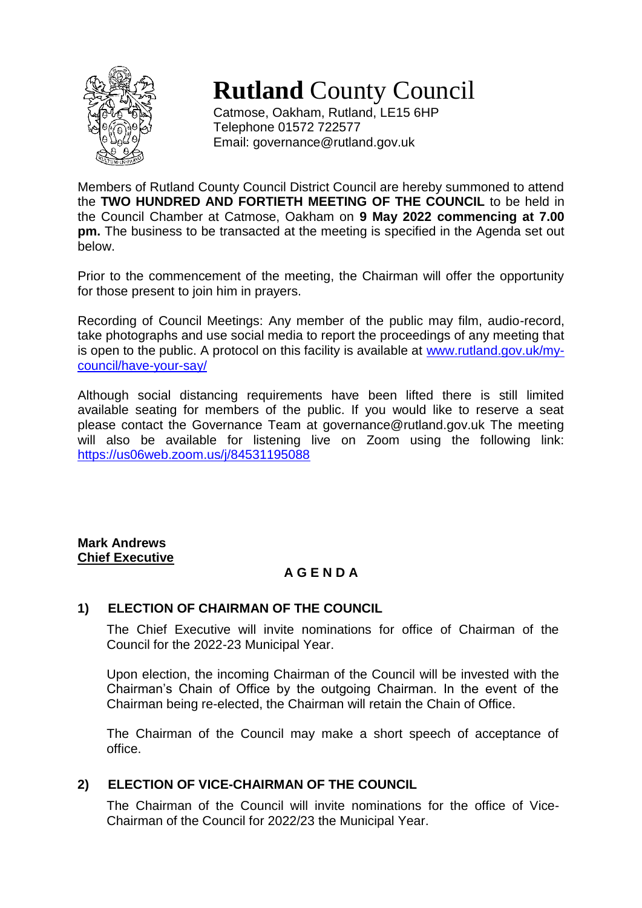# **Rutland** County Council

Catmose, Oakham, Rutland, LE15 6HP
Telephone 01572 722577
Email: governance@rutland.gov.uk

Members of Rutland County Council District Council are hereby summoned to attend the **TWO HUNDRED AND FORTIETH MEETING OF THE COUNCIL** to be held in the Council Chamber at Catmose, Oakham on **9 May 2022 commencing at 7.00 pm.** The business to be transacted at the meeting is specified in the Agenda set out below.

Prior to the commencement of the meeting, the Chairman will offer the opportunity for those present to join him in prayers.

Recording of Council Meetings: Any member of the public may film, audio-record, take photographs and use social media to report the proceedings of any meeting that is open to the public. A protocol on this facility is available at [www.rutland.gov.uk/my-council/have-your-say/](www.rutland.gov.uk/my-council/have-your-say/)

Although social distancing requirements have been lifted there is still limited available seating for members of the public. If you would like to reserve a seat please contact the Governance Team at governance@rutland.gov.uk The meeting will also be available for listening live on Zoom using the following link: [https://us06web.zoom.us/j/84531195088](https://us06web.zoom.us/j/84531195088)

**Mark Andrews**
**Chief Executive**

## A G E N D A

### 1) ELECTION OF CHAIRMAN OF THE COUNCIL

The Chief Executive will invite nominations for office of Chairman of the Council for the 2022-23 Municipal Year.

Upon election, the incoming Chairman of the Council will be invested with the Chairman's Chain of Office by the outgoing Chairman. In the event of the Chairman being re-elected, the Chairman will retain the Chain of Office.

The Chairman of the Council may make a short speech of acceptance of office.

### 2) ELECTION OF VICE-CHAIRMAN OF THE COUNCIL

The Chairman of the Council will invite nominations for the office of Vice-Chairman of the Council for 2022/23 the Municipal Year.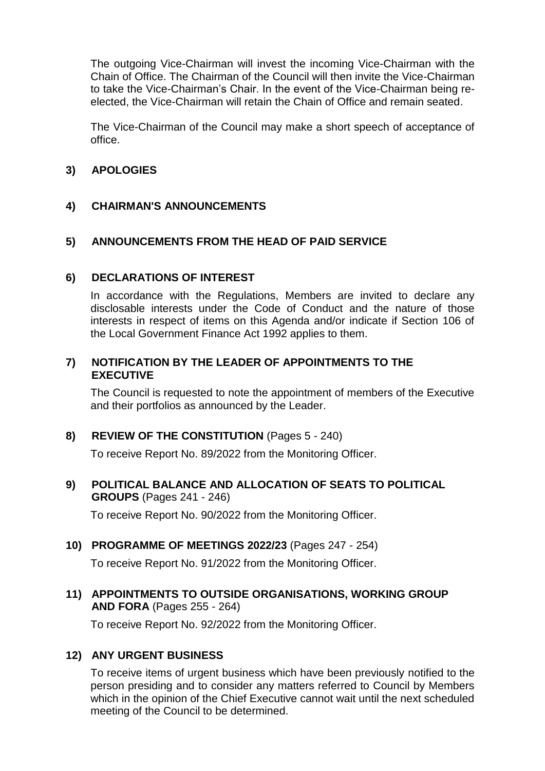The outgoing Vice-Chairman will invest the incoming Vice-Chairman with the Chain of Office. The Chairman of the Council will then invite the Vice-Chairman to take the Vice-Chairman's Chair. In the event of the Vice-Chairman being re-elected, the Vice-Chairman will retain the Chain of Office and remain seated.

The Vice-Chairman of the Council may make a short speech of acceptance of office.

**3) APOLOGIES**

**4) CHAIRMAN'S ANNOUNCEMENTS**

**5) ANNOUNCEMENTS FROM THE HEAD OF PAID SERVICE**

**6) DECLARATIONS OF INTEREST**

In accordance with the Regulations, Members are invited to declare any disclosable interests under the Code of Conduct and the nature of those interests in respect of items on this Agenda and/or indicate if Section 106 of the Local Government Finance Act 1992 applies to them.

**7) NOTIFICATION BY THE LEADER OF APPOINTMENTS TO THE EXECUTIVE**

The Council is requested to note the appointment of members of the Executive and their portfolios as announced by the Leader.

**8) REVIEW OF THE CONSTITUTION** (Pages 5 - 240)

To receive Report No. 89/2022 from the Monitoring Officer.

**9) POLITICAL BALANCE AND ALLOCATION OF SEATS TO POLITICAL GROUPS** (Pages 241 - 246)

To receive Report No. 90/2022 from the Monitoring Officer.

**10) PROGRAMME OF MEETINGS 2022/23** (Pages 247 - 254)

To receive Report No. 91/2022 from the Monitoring Officer.

**11) APPOINTMENTS TO OUTSIDE ORGANISATIONS, WORKING GROUP AND FORA** (Pages 255 - 264)

To receive Report No. 92/2022 from the Monitoring Officer.

**12) ANY URGENT BUSINESS**

To receive items of urgent business which have been previously notified to the person presiding and to consider any matters referred to Council by Members which in the opinion of the Chief Executive cannot wait until the next scheduled meeting of the Council to be determined.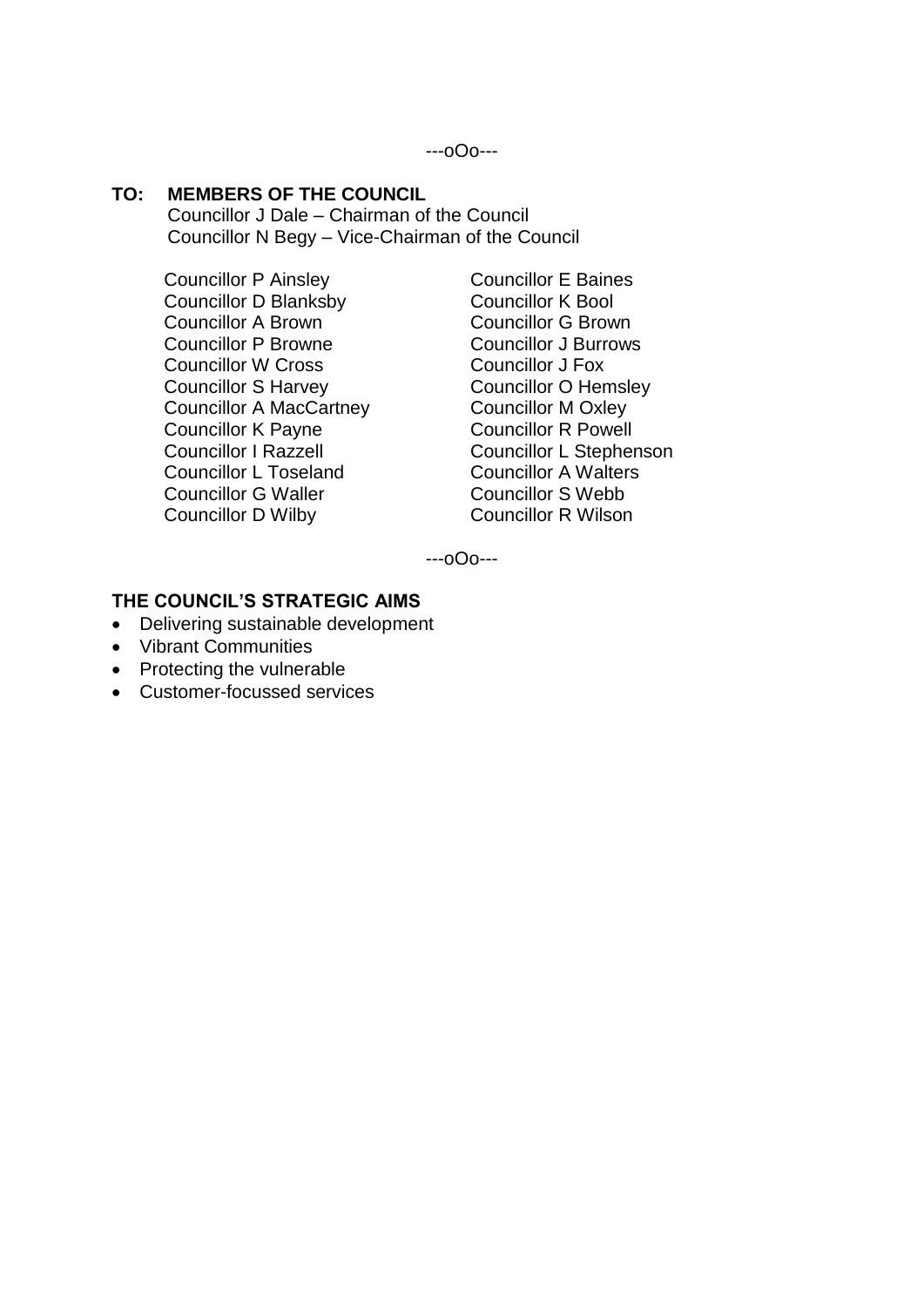---oOo---

**TO: MEMBERS OF THE COUNCIL**

Councillor J Dale – Chairman of the Council
Councillor N Begy – Vice-Chairman of the Council

Councillor P Ainsley
Councillor E Baines
Councillor D Blanksby
Councillor K Bool
Councillor A Brown
Councillor G Brown
Councillor P Browne
Councillor J Burrows
Councillor W Cross
Councillor J Fox
Councillor S Harvey
Councillor O Hemsley
Councillor A MacCartney
Councillor M Oxley
Councillor K Payne
Councillor R Powell
Councillor I Razzell
Councillor L Stephenson
Councillor L Toseland
Councillor A Walters
Councillor G Waller
Councillor S Webb
Councillor D Wilby
Councillor R Wilson

---oOo---

**THE COUNCIL'S STRATEGIC AIMS**

- Delivering sustainable development
- Vibrant Communities
- Protecting the vulnerable
- Customer-focussed services